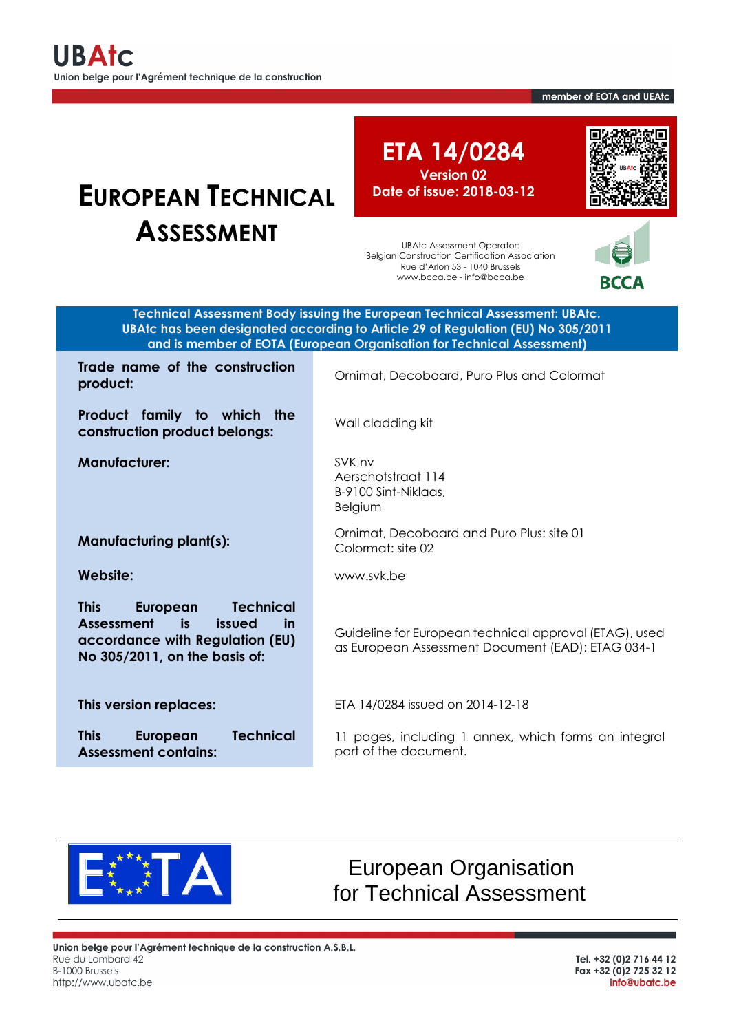**UBAtc**
Union belge pour l'Agrément technique de la construction

member of EOTA and UEAtc

# European Technical Assessment

## ETA 14/0284
**Version 02**
**Date of issue: 2018-03-12**

UBAtc Assessment Operator:
Belgian Construction Certification Association
Rue d'Arlon 53 - 1040 Brussels
www.bcca.be - info@bcca.be

BCCA

**Technical Assessment Body issuing the European Technical Assessment: UBAtc.**
**UBAtc has been designated according to Article 29 of Regulation (EU) No 305/2011 and is member of EOTA (European Organisation for Technical Assessment)**

| | |
|---|---|
| **Trade name of the construction product:** | Ornimat, Decoboard, Puro Plus and Colormat |
| **Product family to which the construction product belongs:** | Wall cladding kit |
| **Manufacturer:** | SVK nv<br>Aerschotstraat 114<br>B-9100 Sint-Niklaas,<br>Belgium |
| **Manufacturing plant(s):** | Ornimat, Decoboard and Puro Plus: site 01<br>Colormat: site 02 |
| **Website:** | www.svk.be |
| **This European Technical Assessment is issued in accordance with Regulation (EU) No 305/2011, on the basis of:** | Guideline for European technical approval (ETAG), used as European Assessment Document (EAD): ETAG 034-1 |
| **This version replaces:** | ETA 14/0284 issued on 2014-12-18 |
| **This European Technical Assessment contains:** | 11 pages, including 1 annex, which forms an integral part of the document. |

EOTA
European Organisation for Technical Assessment

**Union belge pour l'Agrément technique de la construction A.S.B.L.**
Rue du Lombard 42
B-1000 Brussels
http://www.ubatc.be

**Tel. +32 (0)2 716 44 12**
**Fax +32 (0)2 725 32 12**
**info@ubatc.be**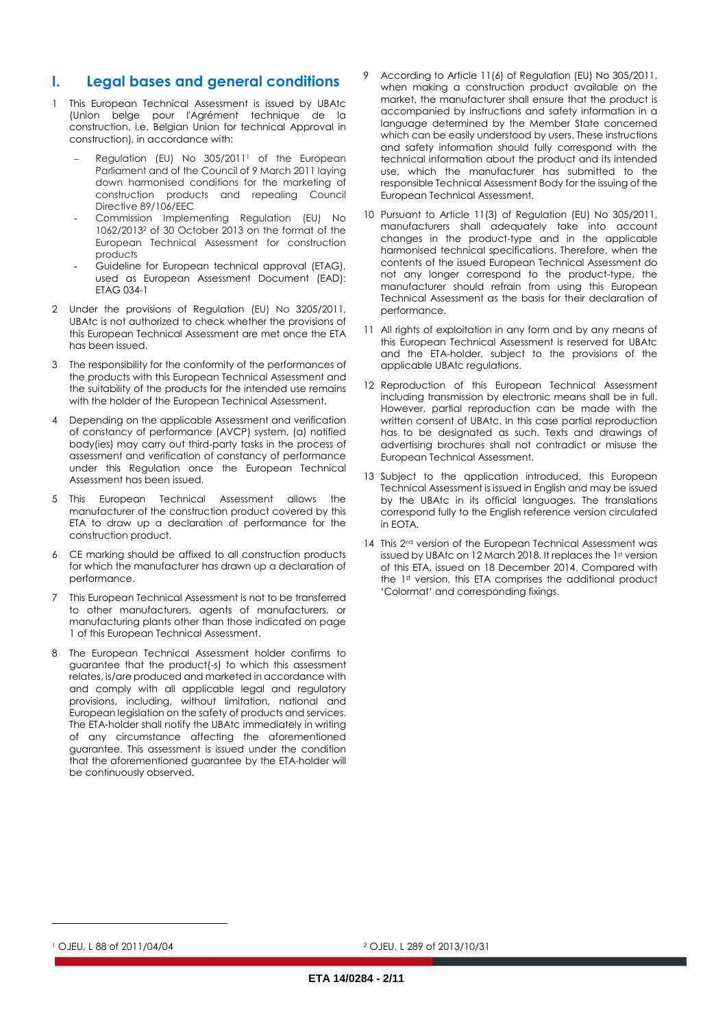# I. Legal bases and general conditions

1 This European Technical Assessment is issued by UBAtc (Union belge pour l'Agrément technique de la construction, i.e. Belgian Union for technical Approval in construction), in accordance with:

- Regulation (EU) No 305/2011[1] of the European Parliament and of the Council of 9 March 2011 laying down harmonised conditions for the marketing of construction products and repealing Council Directive 89/106/EEC
- Commission Implementing Regulation (EU) No 1062/2013[2] of 30 October 2013 on the format of the European Technical Assessment for construction products
- Guideline for European technical approval (ETAG), used as European Assessment Document (EAD): ETAG 034-1

2 Under the provisions of Regulation (EU) No 3205/2011, UBAtc is not authorized to check whether the provisions of this European Technical Assessment are met once the ETA has been issued.

3 The responsibility for the conformity of the performances of the products with this European Technical Assessment and the suitability of the products for the intended use remains with the holder of the European Technical Assessment.

4 Depending on the applicable Assessment and verification of constancy of performance (AVCP) system, (a) notified body(ies) may carry out third-party tasks in the process of assessment and verification of constancy of performance under this Regulation once the European Technical Assessment has been issued.

5 This European Technical Assessment allows the manufacturer of the construction product covered by this ETA to draw up a declaration of performance for the construction product.

6 CE marking should be affixed to all construction products for which the manufacturer has drawn up a declaration of performance.

7 This European Technical Assessment is not to be transferred to other manufacturers, agents of manufacturers, or manufacturing plants other than those indicated on page 1 of this European Technical Assessment.

8 The European Technical Assessment holder confirms to guarantee that the product(-s) to which this assessment relates, is/are produced and marketed in accordance with and comply with all applicable legal and regulatory provisions, including, without limitation, national and European legislation on the safety of products and services. The ETA-holder shall notify the UBAtc immediately in writing of any circumstance affecting the aforementioned guarantee. This assessment is issued under the condition that the aforementioned guarantee by the ETA-holder will be continuously observed.

9 According to Article 11(6) of Regulation (EU) No 305/2011, when making a construction product available on the market, the manufacturer shall ensure that the product is accompanied by instructions and safety information in a language determined by the Member State concerned which can be easily understood by users. These instructions and safety information should fully correspond with the technical information about the product and its intended use, which the manufacturer has submitted to the responsible Technical Assessment Body for the issuing of the European Technical Assessment.

10 Pursuant to Article 11(3) of Regulation (EU) No 305/2011, manufacturers shall adequately take into account changes in the product-type and in the applicable harmonised technical specifications. Therefore, when the contents of the issued European Technical Assessment do not any longer correspond to the product-type, the manufacturer should refrain from using this European Technical Assessment as the basis for their declaration of performance.

11 All rights of exploitation in any form and by any means of this European Technical Assessment is reserved for UBAtc and the ETA-holder, subject to the provisions of the applicable UBAtc regulations.

12 Reproduction of this European Technical Assessment including transmission by electronic means shall be in full. However, partial reproduction can be made with the written consent of UBAtc. In this case partial reproduction has to be designated as such. Texts and drawings of advertising brochures shall not contradict or misuse the European Technical Assessment.

13 Subject to the application introduced, this European Technical Assessment is issued in English and may be issued by the UBAtc in its official languages. The translations correspond fully to the English reference version circulated in EOTA.

14 This 2nd version of the European Technical Assessment was issued by UBAtc on 12 March 2018. It replaces the 1st version of this ETA, issued on 18 December 2014. Compared with the 1st version, this ETA comprises the additional product 'Colormat' and corresponding fixings.

---

[1] OJEU, L 88 of 2011/04/04

[2] OJEU, L 289 of 2013/10/31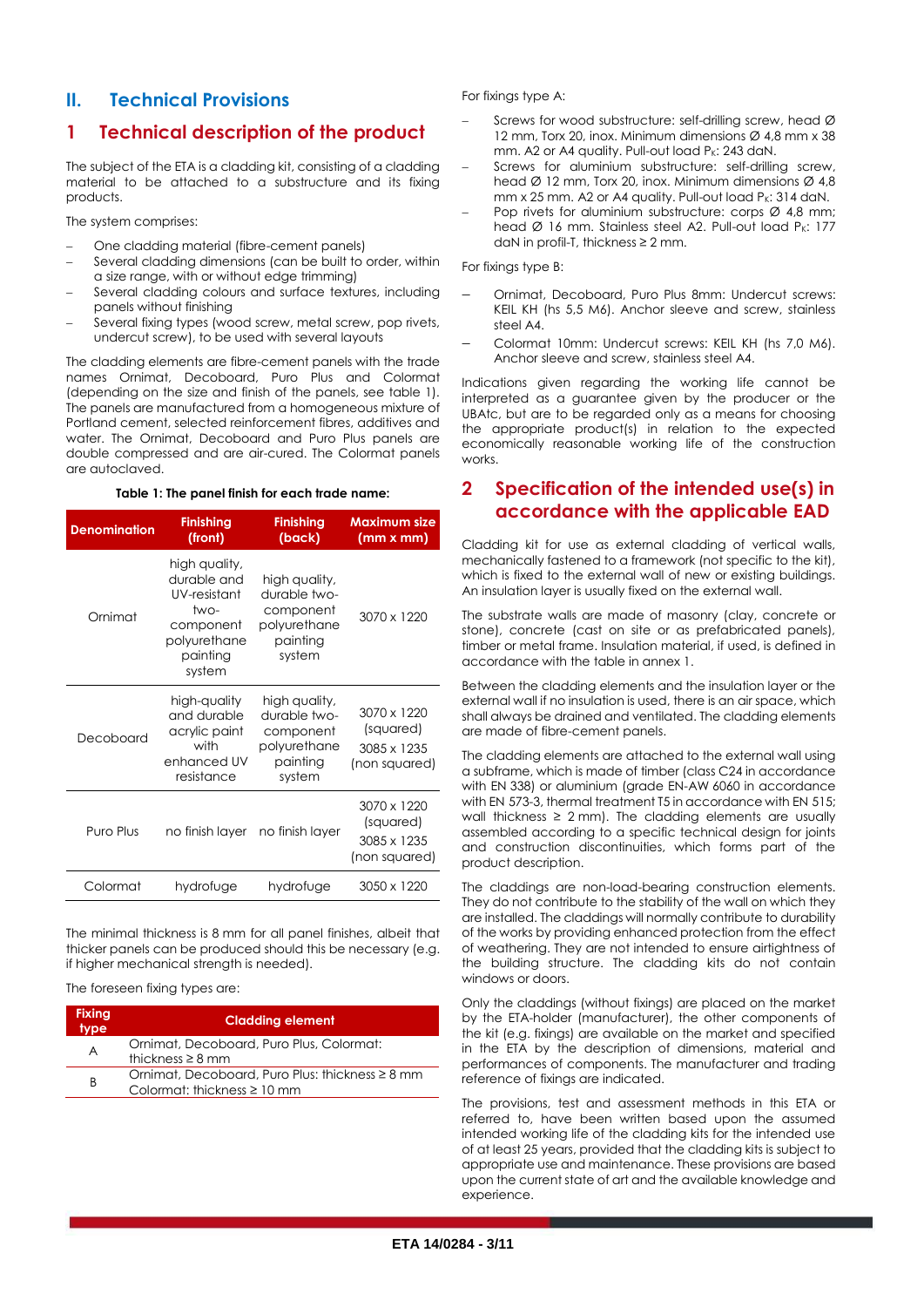# II. Technical Provisions

## 1 Technical description of the product

The subject of the ETA is a cladding kit, consisting of a cladding material to be attached to a substructure and its fixing products.

The system comprises:

- One cladding material (fibre-cement panels)
- Several cladding dimensions (can be built to order, within a size range, with or without edge trimming)
- Several cladding colours and surface textures, including panels without finishing
- Several fixing types (wood screw, metal screw, pop rivets, undercut screw), to be used with several layouts

The cladding elements are fibre-cement panels with the trade names Ornimat, Decoboard, Puro Plus and Colormat (depending on the size and finish of the panels, see table 1). The panels are manufactured from a homogeneous mixture of Portland cement, selected reinforcement fibres, additives and water. The Ornimat, Decoboard and Puro Plus panels are double compressed and are air-cured. The Colormat panels are autoclaved.

**Table 1: The panel finish for each trade name:**

| Denomination | Finishing (front) | Finishing (back) | Maximum size (mm x mm) |
|---|---|---|---|
| Ornimat | high quality, durable and UV-resistant two-component polyurethane painting system | high quality, durable two-component polyurethane painting system | 3070 x 1220 |
| Decoboard | high-quality and durable acrylic paint with enhanced UV resistance | high quality, durable two-component polyurethane painting system | 3070 x 1220 (squared) 3085 x 1235 (non squared) |
| Puro Plus | no finish layer | no finish layer | 3070 x 1220 (squared) 3085 x 1235 (non squared) |
| Colormat | hydrofuge | hydrofuge | 3050 x 1220 |

The minimal thickness is 8 mm for all panel finishes, albeit that thicker panels can be produced should this be necessary (e.g. if higher mechanical strength is needed).

The foreseen fixing types are:

| Fixing type | Cladding element |
|---|---|
| A | Ornimat, Decoboard, Puro Plus, Colormat: thickness ≥ 8 mm |
| B | Ornimat, Decoboard, Puro Plus: thickness ≥ 8 mm<br>Colormat: thickness ≥ 10 mm |

For fixings type A:

- Screws for wood substructure: self-drilling screw, head Ø 12 mm, Torx 20, inox. Minimum dimensions Ø 4,8 mm x 38 mm. A2 or A4 quality. Pull-out load $P_K$: 243 daN.
- Screws for aluminium substructure: self-drilling screw, head Ø 12 mm, Torx 20, inox. Minimum dimensions Ø 4,8 mm x 25 mm. A2 or A4 quality. Pull-out load $P_K$: 314 daN.
- Pop rivets for aluminium substructure: corps Ø 4,8 mm; head Ø 16 mm. Stainless steel A2. Pull-out load $P_K$: 177 daN in profil-T, thickness ≥ 2 mm.

For fixings type B:

- Ornimat, Decoboard, Puro Plus 8mm: Undercut screws: KEIL KH (hs 5,5 M6). Anchor sleeve and screw, stainless steel A4.
- Colormat 10mm: Undercut screws: KEIL KH (hs 7,0 M6). Anchor sleeve and screw, stainless steel A4.

Indications given regarding the working life cannot be interpreted as a guarantee given by the producer or the UBAtc, but are to be regarded only as a means for choosing the appropriate product(s) in relation to the expected economically reasonable working life of the construction works.

## 2 Specification of the intended use(s) in accordance with the applicable EAD

Cladding kit for use as external cladding of vertical walls, mechanically fastened to a framework (not specific to the kit), which is fixed to the external wall of new or existing buildings. An insulation layer is usually fixed on the external wall.

The substrate walls are made of masonry (clay, concrete or stone), concrete (cast on site or as prefabricated panels), timber or metal frame. Insulation material, if used, is defined in accordance with the table in annex 1.

Between the cladding elements and the insulation layer or the external wall if no insulation is used, there is an air space, which shall always be drained and ventilated. The cladding elements are made of fibre-cement panels.

The cladding elements are attached to the external wall using a subframe, which is made of timber (class C24 in accordance with EN 338) or aluminium (grade EN-AW 6060 in accordance with EN 573-3, thermal treatment T5 in accordance with EN 515; wall thickness ≥ 2 mm). The cladding elements are usually assembled according to a specific technical design for joints and construction discontinuities, which forms part of the product description.

The claddings are non-load-bearing construction elements. They do not contribute to the stability of the wall on which they are installed. The claddings will normally contribute to durability of the works by providing enhanced protection from the effect of weathering. They are not intended to ensure airtightness of the building structure. The cladding kits do not contain windows or doors.

Only the claddings (without fixings) are placed on the market by the ETA-holder (manufacturer), the other components of the kit (e.g. fixings) are available on the market and specified in the ETA by the description of dimensions, material and performances of components. The manufacturer and trading reference of fixings are indicated.

The provisions, test and assessment methods in this ETA or referred to, have been written based upon the assumed intended working life of the cladding kits for the intended use of at least 25 years, provided that the cladding kits is subject to appropriate use and maintenance. These provisions are based upon the current state of art and the available knowledge and experience.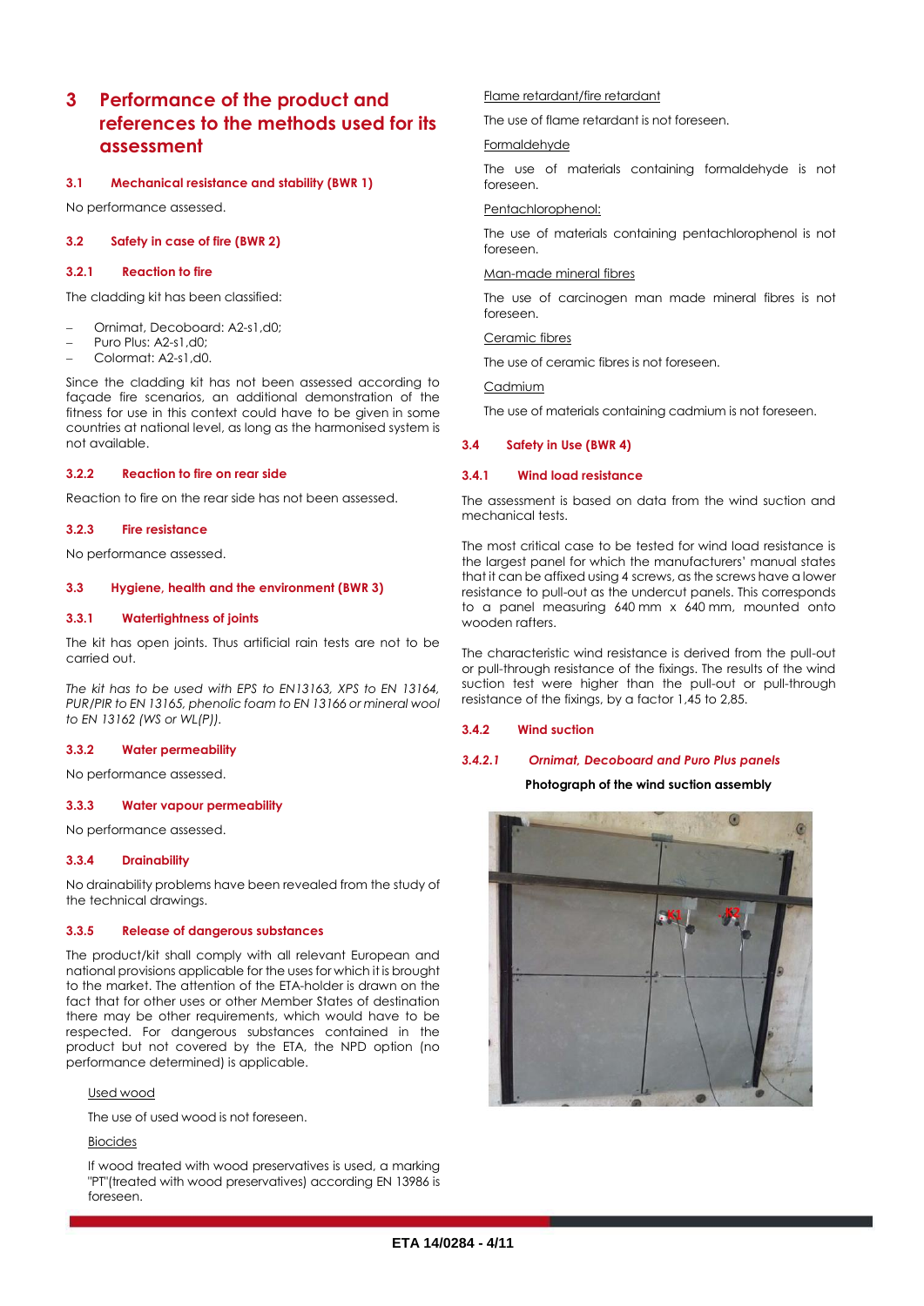# 3 Performance of the product and references to the methods used for its assessment

## 3.1 Mechanical resistance and stability (BWR 1)

No performance assessed.

## 3.2 Safety in case of fire (BWR 2)

### 3.2.1 Reaction to fire

The cladding kit has been classified:

- Ornimat, Decoboard: A2-s1,d0;
- Puro Plus: A2-s1,d0;
- Colormat: A2-s1,d0.

Since the cladding kit has not been assessed according to façade fire scenarios, an additional demonstration of the fitness for use in this context could have to be given in some countries at national level, as long as the harmonised system is not available.

### 3.2.2 Reaction to fire on rear side

Reaction to fire on the rear side has not been assessed.

### 3.2.3 Fire resistance

No performance assessed.

## 3.3 Hygiene, health and the environment (BWR 3)

### 3.3.1 Watertightness of joints

The kit has open joints. Thus artificial rain tests are not to be carried out.

*The kit has to be used with EPS to EN13163, XPS to EN 13164, PUR/PIR to EN 13165, phenolic foam to EN 13166 or mineral wool to EN 13162 (WS or WL(P)).*

### 3.3.2 Water permeability

No performance assessed.

### 3.3.3 Water vapour permeability

No performance assessed.

### 3.3.4 Drainability

No drainability problems have been revealed from the study of the technical drawings.

### 3.3.5 Release of dangerous substances

The product/kit shall comply with all relevant European and national provisions applicable for the uses for which it is brought to the market. The attention of the ETA-holder is drawn on the fact that for other uses or other Member States of destination there may be other requirements, which would have to be respected. For dangerous substances contained in the product but not covered by the ETA, the NPD option (no performance determined) is applicable.

Used wood

The use of used wood is not foreseen.

Biocides

If wood treated with wood preservatives is used, a marking "PT"(treated with wood preservatives) according EN 13986 is foreseen.

Flame retardant/fire retardant

The use of flame retardant is not foreseen.

Formaldehyde

The use of materials containing formaldehyde is not foreseen.

Pentachlorophenol:

The use of materials containing pentachlorophenol is not foreseen.

Man-made mineral fibres

The use of carcinogen man made mineral fibres is not foreseen.

Ceramic fibres

The use of ceramic fibres is not foreseen.

Cadmium

The use of materials containing cadmium is not foreseen.

## 3.4 Safety in Use (BWR 4)

### 3.4.1 Wind load resistance

The assessment is based on data from the wind suction and mechanical tests.

The most critical case to be tested for wind load resistance is the largest panel for which the manufacturers' manual states that it can be affixed using 4 screws, as the screws have a lower resistance to pull-out as the undercut panels. This corresponds to a panel measuring 640 mm x 640 mm, mounted onto wooden rafters.

The characteristic wind resistance is derived from the pull-out or pull-through resistance of the fixings. The results of the wind suction test were higher than the pull-out or pull-through resistance of the fixings, by a factor 1,45 to 2,85.

### 3.4.2 Wind suction

#### *3.4.2.1 Ornimat, Decoboard and Puro Plus panels*

**Photograph of the wind suction assembly**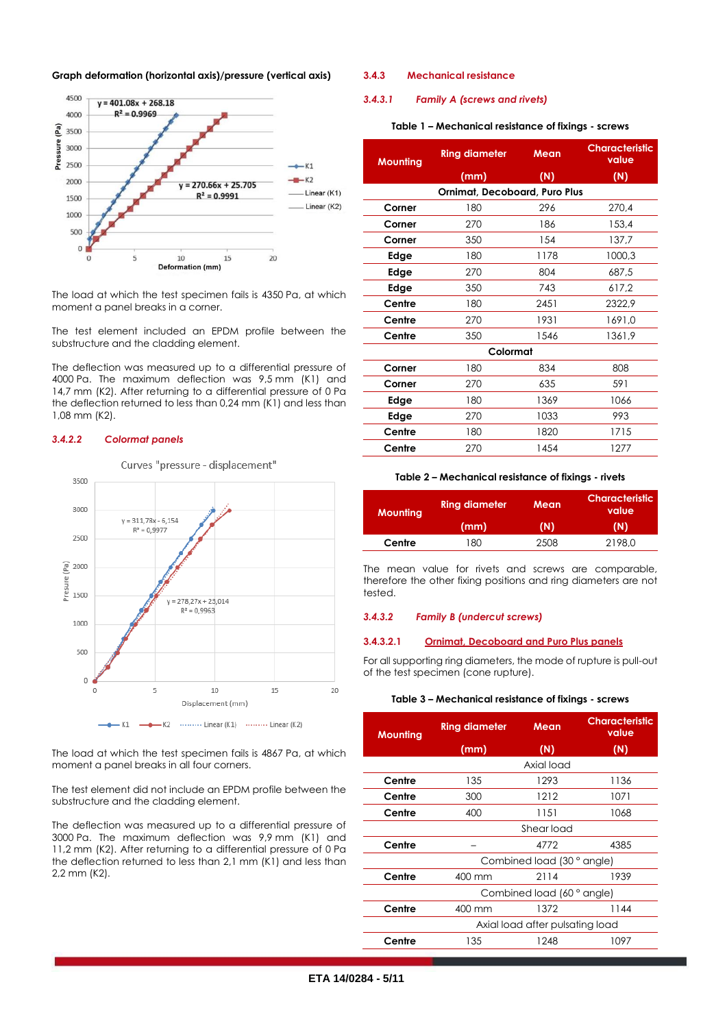Graph deformation (horizontal axis)/pressure (vertical axis)

The load at which the test specimen fails is 4350 Pa, at which moment a panel breaks in a corner.

The test element included an EPDM profile between the substructure and the cladding element.

The deflection was measured up to a differential pressure of 4000 Pa. The maximum deflection was 9,5 mm (K1) and 14,7 mm (K2). After returning to a differential pressure of 0 Pa the deflection returned to less than 0,24 mm (K1) and less than 1,08 mm (K2).

### 3.4.2.2 *Colormat panels*

The load at which the test specimen fails is 4867 Pa, at which moment a panel breaks in all four corners.

The test element did not include an EPDM profile between the substructure and the cladding element.

The deflection was measured up to a differential pressure of 3000 Pa. The maximum deflection was 9,9 mm (K1) and 11,2 mm (K2). After returning to a differential pressure of 0 Pa the deflection returned to less than 2,1 mm (K1) and less than 2,2 mm (K2).

## 3.4.3 Mechanical resistance

### 3.4.3.1 *Family A (screws and rivets)*

**Table 1 – Mechanical resistance of fixings - screws**

| Mounting | Ring diameter (mm) | Mean (N) | Characteristic value (N) |
|---|---|---|---|
| **Ornimat, Decoboard, Puro Plus** | | | |
| **Corner** | 180 | 296 | 270,4 |
| **Corner** | 270 | 186 | 153,4 |
| **Corner** | 350 | 154 | 137,7 |
| **Edge** | 180 | 1178 | 1000,3 |
| **Edge** | 270 | 804 | 687,5 |
| **Edge** | 350 | 743 | 617,2 |
| **Centre** | 180 | 2451 | 2322,9 |
| **Centre** | 270 | 1931 | 1691,0 |
| **Centre** | 350 | 1546 | 1361,9 |
| **Colormat** | | | |
| **Corner** | 180 | 834 | 808 |
| **Corner** | 270 | 635 | 591 |
| **Edge** | 180 | 1369 | 1066 |
| **Edge** | 270 | 1033 | 993 |
| **Centre** | 180 | 1820 | 1715 |
| **Centre** | 270 | 1454 | 1277 |

**Table 2 – Mechanical resistance of fixings - rivets**

| Mounting | Ring diameter (mm) | Mean (N) | Characteristic value (N) |
|---|---|---|---|
| **Centre** | 180 | 2508 | 2198,0 |

The mean value for rivets and screws are comparable, therefore the other fixing positions and ring diameters are not tested.

### 3.4.3.2 *Family B (undercut screws)*

#### 3.4.3.2.1 Ornimat, Decoboard and Puro Plus panels

For all supporting ring diameters, the mode of rupture is pull-out of the test specimen (cone rupture).

**Table 3 – Mechanical resistance of fixings - screws**

| Mounting | Ring diameter (mm) | Mean (N) | Characteristic value (N) |
|---|---|---|---|
| Axial load | | | |
| **Centre** | 135 | 1293 | 1136 |
| **Centre** | 300 | 1212 | 1071 |
| **Centre** | 400 | 1151 | 1068 |
| Shear load | | | |
| **Centre** | – | 4772 | 4385 |
| Combined load (30 ° angle) | | | |
| **Centre** | 400 mm | 2114 | 1939 |
| Combined load (60 ° angle) | | | |
| **Centre** | 400 mm | 1372 | 1144 |
| Axial load after pulsating load | | | |
| **Centre** | 135 | 1248 | 1097 |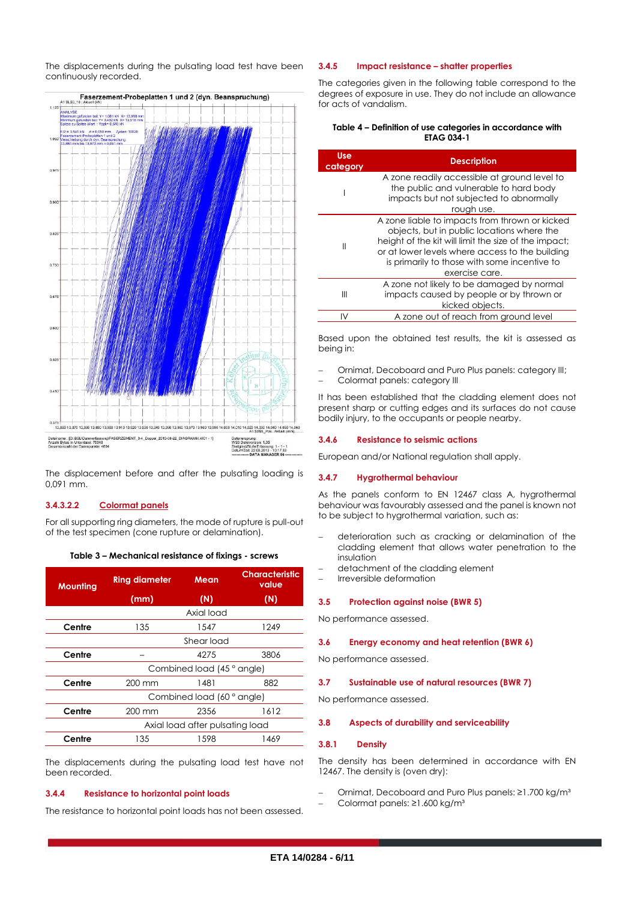The displacements during the pulsating load test have been continuously recorded.

The displacement before and after the pulsating loading is 0,091 mm.

#### 3.4.3.2.2 Colormat panels

For all supporting ring diameters, the mode of rupture is pull-out of the test specimen (cone rupture or delamination).

**Table 3 – Mechanical resistance of fixings - screws**

| Mounting | Ring diameter (mm) | Mean (N) | Characteristic value (N) |
|---|---|---|---|
| | | Axial load | |
| **Centre** | 135 | 1547 | 1249 |
| | | Shear load | |
| **Centre** | – | 4275 | 3806 |
| | | Combined load (45 ° angle) | |
| **Centre** | 200 mm | 1481 | 882 |
| | | Combined load (60 ° angle) | |
| **Centre** | 200 mm | 2356 | 1612 |
| | | Axial load after pulsating load | |
| **Centre** | 135 | 1598 | 1469 |

The displacements during the pulsating load test have not been recorded.

### 3.4.4 Resistance to horizontal point loads

The resistance to horizontal point loads has not been assessed.

### 3.4.5 Impact resistance – shatter properties

The categories given in the following table correspond to the degrees of exposure in use. They do not include an allowance for acts of vandalism.

**Table 4 – Definition of use categories in accordance with ETAG 034-1**

| Use category | Description |
|---|---|
| I | A zone readily accessible at ground level to the public and vulnerable to hard body impacts but not subjected to abnormally rough use. |
| II | A zone liable to impacts from thrown or kicked objects, but in public locations where the height of the kit will limit the size of the impact; or at lower levels where access to the building is primarily to those with some incentive to exercise care. |
| III | A zone not likely to be damaged by normal impacts caused by people or by thrown or kicked objects. |
| IV | A zone out of reach from ground level |

Based upon the obtained test results, the kit is assessed as being in:

- Ornimat, Decoboard and Puro Plus panels: category III;
- Colormat panels: category III

It has been established that the cladding element does not present sharp or cutting edges and its surfaces do not cause bodily injury, to the occupants or people nearby.

### 3.4.6 Resistance to seismic actions

European and/or National regulation shall apply.

### 3.4.7 Hygrothermal behaviour

As the panels conform to EN 12467 class A, hygrothermal behaviour was favourably assessed and the panel is known not to be subject to hygrothermal variation, such as:

- deterioration such as cracking or delamination of the cladding element that allows water penetration to the insulation
- detachment of the cladding element
- Irreversible deformation

## 3.5 Protection against noise (BWR 5)

No performance assessed.

## 3.6 Energy economy and heat retention (BWR 6)

No performance assessed.

## 3.7 Sustainable use of natural resources (BWR 7)

No performance assessed.

## 3.8 Aspects of durability and serviceability

### 3.8.1 Density

The density has been determined in accordance with EN 12467. The density is (oven dry):

- Ornimat, Decoboard and Puro Plus panels: ≥1.700 kg/m³
- Colormat panels: ≥1.600 kg/m³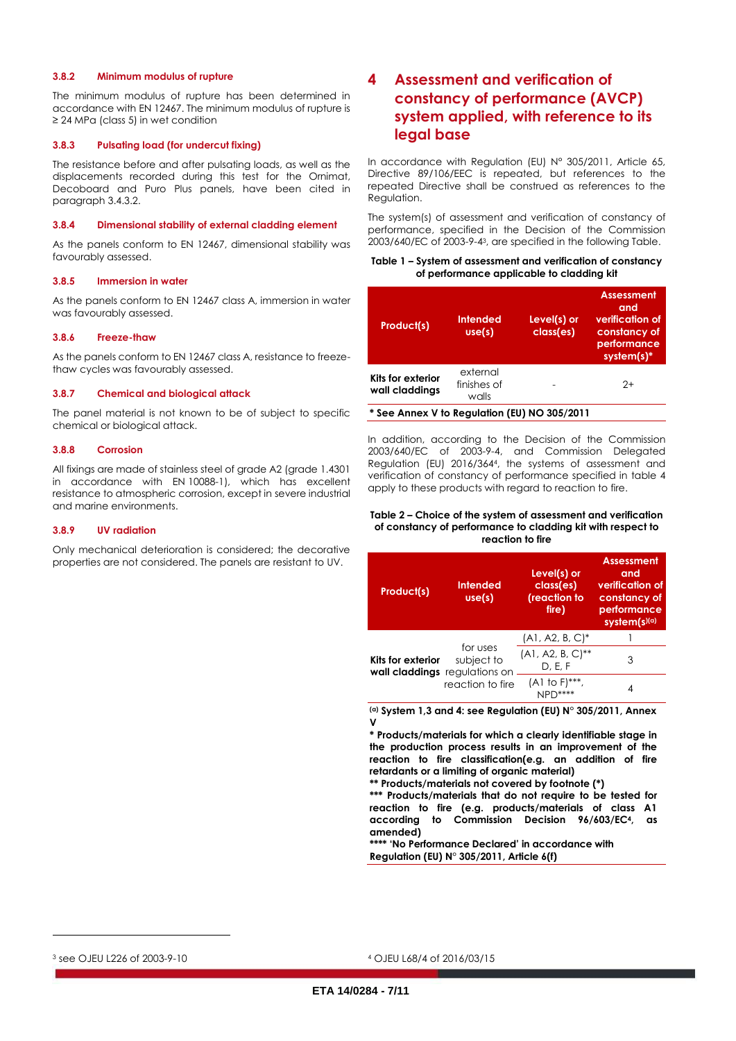### 3.8.2 Minimum modulus of rupture

The minimum modulus of rupture has been determined in accordance with EN 12467. The minimum modulus of rupture is ≥ 24 MPa (class 5) in wet condition

### 3.8.3 Pulsating load (for undercut fixing)

The resistance before and after pulsating loads, as well as the displacements recorded during this test for the Ornimat, Decoboard and Puro Plus panels, have been cited in paragraph 3.4.3.2.

### 3.8.4 Dimensional stability of external cladding element

As the panels conform to EN 12467, dimensional stability was favourably assessed.

### 3.8.5 Immersion in water

As the panels conform to EN 12467 class A, immersion in water was favourably assessed.

### 3.8.6 Freeze-thaw

As the panels conform to EN 12467 class A, resistance to freeze-thaw cycles was favourably assessed.

### 3.8.7 Chemical and biological attack

The panel material is not known to be of subject to specific chemical or biological attack.

### 3.8.8 Corrosion

All fixings are made of stainless steel of grade A2 (grade 1.4301 in accordance with EN 10088-1), which has excellent resistance to atmospheric corrosion, except in severe industrial and marine environments.

### 3.8.9 UV radiation

Only mechanical deterioration is considered; the decorative properties are not considered. The panels are resistant to UV.

# 4 Assessment and verification of constancy of performance (AVCP) system applied, with reference to its legal base

In accordance with Regulation (EU) N° 305/2011, Article 65, Directive 89/106/EEC is repeated, but references to the repeated Directive shall be construed as references to the Regulation.

The system(s) of assessment and verification of constancy of performance, specified in the Decision of the Commission 2003/640/EC of 2003-9-4[3], are specified in the following Table.

**Table 1 – System of assessment and verification of constancy of performance applicable to cladding kit**

| Product(s) | Intended use(s) | Level(s) or class(es) | Assessment and verification of constancy of performance system(s)* |
|---|---|---|---|
| **Kits for exterior wall claddings** | external finishes of walls | - | 2+ |

**\* See Annex V to Regulation (EU) NO 305/2011**

In addition, according to the Decision of the Commission 2003/640/EC of 2003-9-4, and Commission Delegated Regulation (EU) 2016/364[4], the systems of assessment and verification of constancy of performance specified in table 4 apply to these products with regard to reaction to fire.

**Table 2 – Choice of the system of assessment and verification of constancy of performance to cladding kit with respect to reaction to fire**

| Product(s) | Intended use(s) | Level(s) or class(es) (reaction to fire) | Assessment and verification of constancy of performance system(s)[(a)] |
|---|---|---|---|
| **Kits for exterior wall claddings** | for uses subject to regulations on reaction to fire | (A1, A2, B, C)* | 1 |
| | | (A1, A2, B, C)** D, E, F | 3 |
| | | (A1 to F)***, NPD**** | 4 |

**[(a)] System 1,3 and 4: see Regulation (EU) N° 305/2011, Annex V**

**\* Products/materials for which a clearly identifiable stage in the production process results in an improvement of the reaction to fire classification(e.g. an addition of fire retardants or a limiting of organic material)**

**\*\* Products/materials not covered by footnote (\*)**

**\*\*\* Products/materials that do not require to be tested for reaction to fire (e.g. products/materials of class A1 according to Commission Decision 96/603/EC[4], as amended)**

**\*\*\*\* 'No Performance Declared' in accordance with Regulation (EU) N° 305/2011, Article 6(f)**

[3] see OJEU L226 of 2003-9-10

[4] OJEU L68/4 of 2016/03/15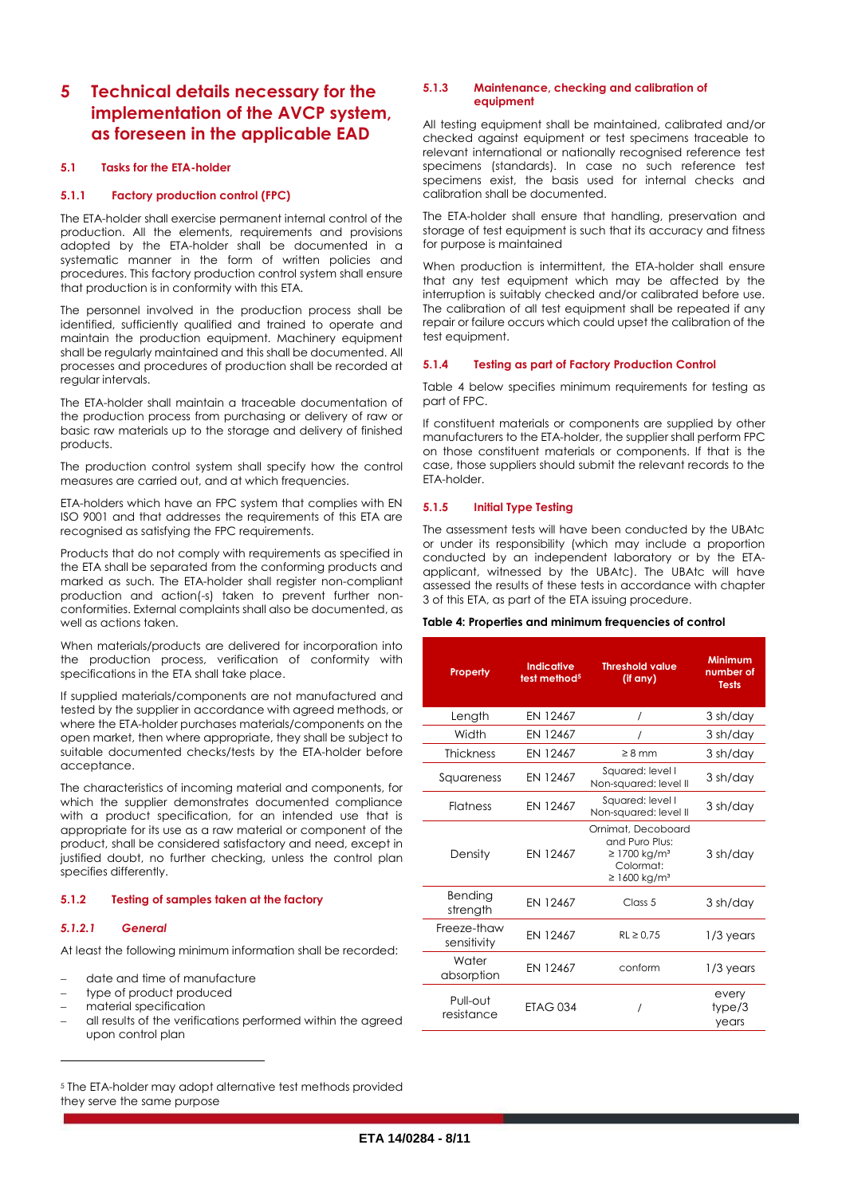# 5 Technical details necessary for the implementation of the AVCP system, as foreseen in the applicable EAD

## 5.1 Tasks for the ETA-holder

### 5.1.1 Factory production control (FPC)

The ETA-holder shall exercise permanent internal control of the production. All the elements, requirements and provisions adopted by the ETA-holder shall be documented in a systematic manner in the form of written policies and procedures. This factory production control system shall ensure that production is in conformity with this ETA.

The personnel involved in the production process shall be identified, sufficiently qualified and trained to operate and maintain the production equipment. Machinery equipment shall be regularly maintained and this shall be documented. All processes and procedures of production shall be recorded at regular intervals.

The ETA-holder shall maintain a traceable documentation of the production process from purchasing or delivery of raw or basic raw materials up to the storage and delivery of finished products.

The production control system shall specify how the control measures are carried out, and at which frequencies.

ETA-holders which have an FPC system that complies with EN ISO 9001 and that addresses the requirements of this ETA are recognised as satisfying the FPC requirements.

Products that do not comply with requirements as specified in the ETA shall be separated from the conforming products and marked as such. The ETA-holder shall register non-compliant production and action(-s) taken to prevent further non-conformities. External complaints shall also be documented, as well as actions taken.

When materials/products are delivered for incorporation into the production process, verification of conformity with specifications in the ETA shall take place.

If supplied materials/components are not manufactured and tested by the supplier in accordance with agreed methods, or where the ETA-holder purchases materials/components on the open market, then where appropriate, they shall be subject to suitable documented checks/tests by the ETA-holder before acceptance.

The characteristics of incoming material and components, for which the supplier demonstrates documented compliance with a product specification, for an intended use that is appropriate for its use as a raw material or component of the product, shall be considered satisfactory and need, except in justified doubt, no further checking, unless the control plan specifies differently.

### 5.1.2 Testing of samples taken at the factory

#### *5.1.2.1 General*

At least the following minimum information shall be recorded:

- date and time of manufacture
- type of product produced
- material specification
- all results of the verifications performed within the agreed upon control plan

### 5.1.3 Maintenance, checking and calibration of equipment

All testing equipment shall be maintained, calibrated and/or checked against equipment or test specimens traceable to relevant international or nationally recognised reference test specimens (standards). In case no such reference test specimens exist, the basis used for internal checks and calibration shall be documented.

The ETA-holder shall ensure that handling, preservation and storage of test equipment is such that its accuracy and fitness for purpose is maintained

When production is intermittent, the ETA-holder shall ensure that any test equipment which may be affected by the interruption is suitably checked and/or calibrated before use. The calibration of all test equipment shall be repeated if any repair or failure occurs which could upset the calibration of the test equipment.

### 5.1.4 Testing as part of Factory Production Control

Table 4 below specifies minimum requirements for testing as part of FPC.

If constituent materials or components are supplied by other manufacturers to the ETA-holder, the supplier shall perform FPC on those constituent materials or components. If that is the case, those suppliers should submit the relevant records to the ETA-holder.

### 5.1.5 Initial Type Testing

The assessment tests will have been conducted by the UBAtc or under its responsibility (which may include a proportion conducted by an independent laboratory or by the ETA-applicant, witnessed by the UBAtc). The UBAtc will have assessed the results of these tests in accordance with chapter 3 of this ETA, as part of the ETA issuing procedure.

**Table 4: Properties and minimum frequencies of control**

| Property | Indicative test method[5] | Threshold value (if any) | Minimum number of Tests |
|---|---|---|---|
| Length | EN 12467 | / | 3 sh/day |
| Width | EN 12467 | / | 3 sh/day |
| Thickness | EN 12467 | ≥ 8 mm | 3 sh/day |
| Squareness | EN 12467 | Squared: level I<br>Non-squared: level II | 3 sh/day |
| Flatness | EN 12467 | Squared: level I<br>Non-squared: level II | 3 sh/day |
| Density | EN 12467 | Ornimat, Decoboard and Puro Plus: ≥ 1700 kg/m³<br>Colormat: ≥ 1600 kg/m³ | 3 sh/day |
| Bending strength | EN 12467 | Class 5 | 3 sh/day |
| Freeze-thaw sensitivity | EN 12467 | RL ≥ 0,75 | 1/3 years |
| Water absorption | EN 12467 | conform | 1/3 years |
| Pull-out resistance | ETAG 034 | / | every type/3 years |

[5] The ETA-holder may adopt alternative test methods provided they serve the same purpose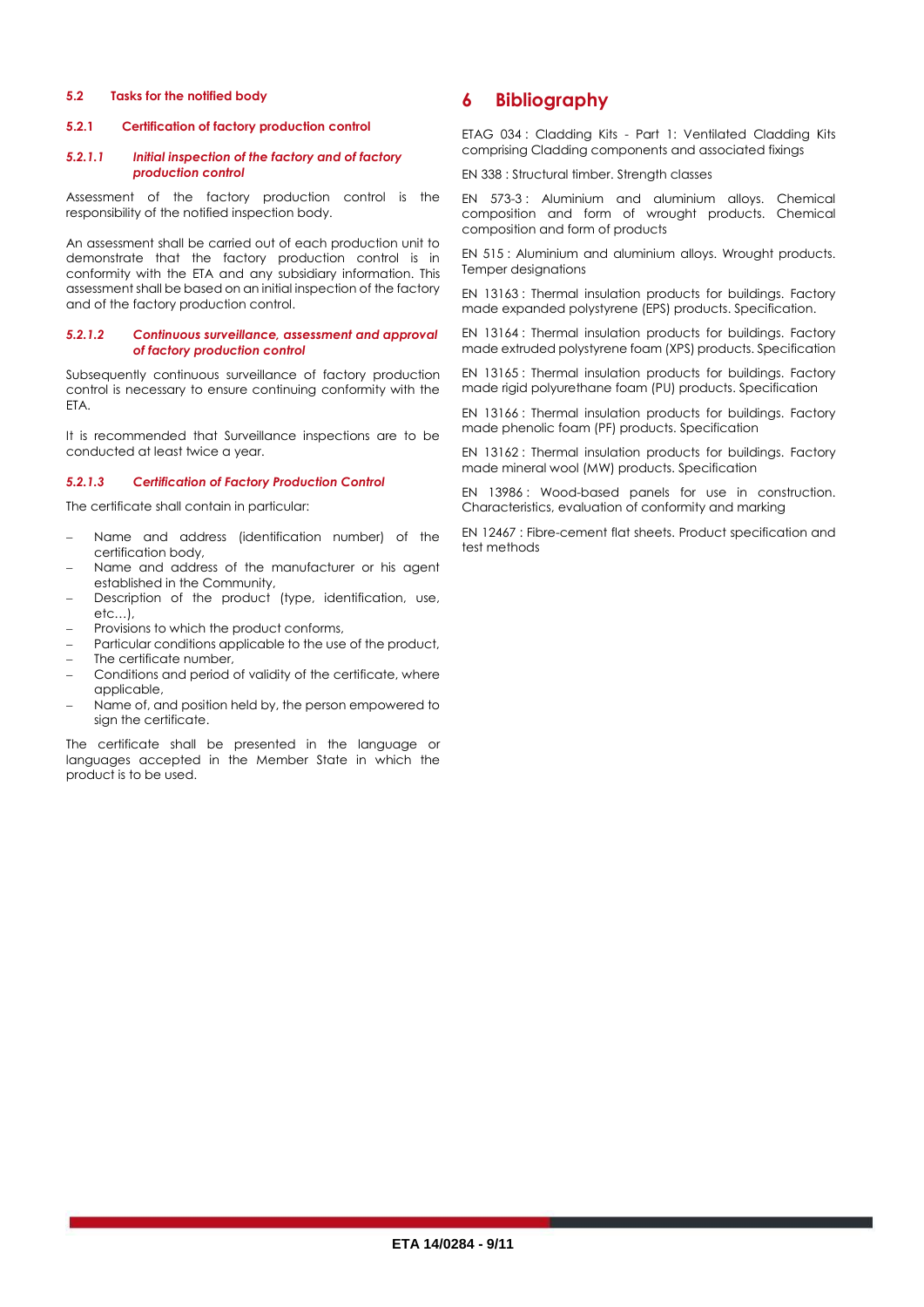### 5.2 Tasks for the notified body

#### 5.2.1 Certification of factory production control

##### *5.2.1.1 Initial inspection of the factory and of factory production control*

Assessment of the factory production control is the responsibility of the notified inspection body.

An assessment shall be carried out of each production unit to demonstrate that the factory production control is in conformity with the ETA and any subsidiary information. This assessment shall be based on an initial inspection of the factory and of the factory production control.

##### *5.2.1.2 Continuous surveillance, assessment and approval of factory production control*

Subsequently continuous surveillance of factory production control is necessary to ensure continuing conformity with the ETA.

It is recommended that Surveillance inspections are to be conducted at least twice a year.

##### *5.2.1.3 Certification of Factory Production Control*

The certificate shall contain in particular:

- Name and address (identification number) of the certification body,
- Name and address of the manufacturer or his agent established in the Community,
- Description of the product (type, identification, use, etc…),
- Provisions to which the product conforms,
- Particular conditions applicable to the use of the product,
- The certificate number,
- Conditions and period of validity of the certificate, where applicable,
- Name of, and position held by, the person empowered to sign the certificate.

The certificate shall be presented in the language or languages accepted in the Member State in which the product is to be used.

# 6 Bibliography

ETAG 034 : Cladding Kits - Part 1: Ventilated Cladding Kits comprising Cladding components and associated fixings

EN 338 : Structural timber. Strength classes

EN 573-3 : Aluminium and aluminium alloys. Chemical composition and form of wrought products. Chemical composition and form of products

EN 515 : Aluminium and aluminium alloys. Wrought products. Temper designations

EN 13163 : Thermal insulation products for buildings. Factory made expanded polystyrene (EPS) products. Specification.

EN 13164 : Thermal insulation products for buildings. Factory made extruded polystyrene foam (XPS) products. Specification

EN 13165 : Thermal insulation products for buildings. Factory made rigid polyurethane foam (PU) products. Specification

EN 13166 : Thermal insulation products for buildings. Factory made phenolic foam (PF) products. Specification

EN 13162 : Thermal insulation products for buildings. Factory made mineral wool (MW) products. Specification

EN 13986 : Wood-based panels for use in construction. Characteristics, evaluation of conformity and marking

EN 12467 : Fibre-cement flat sheets. Product specification and test methods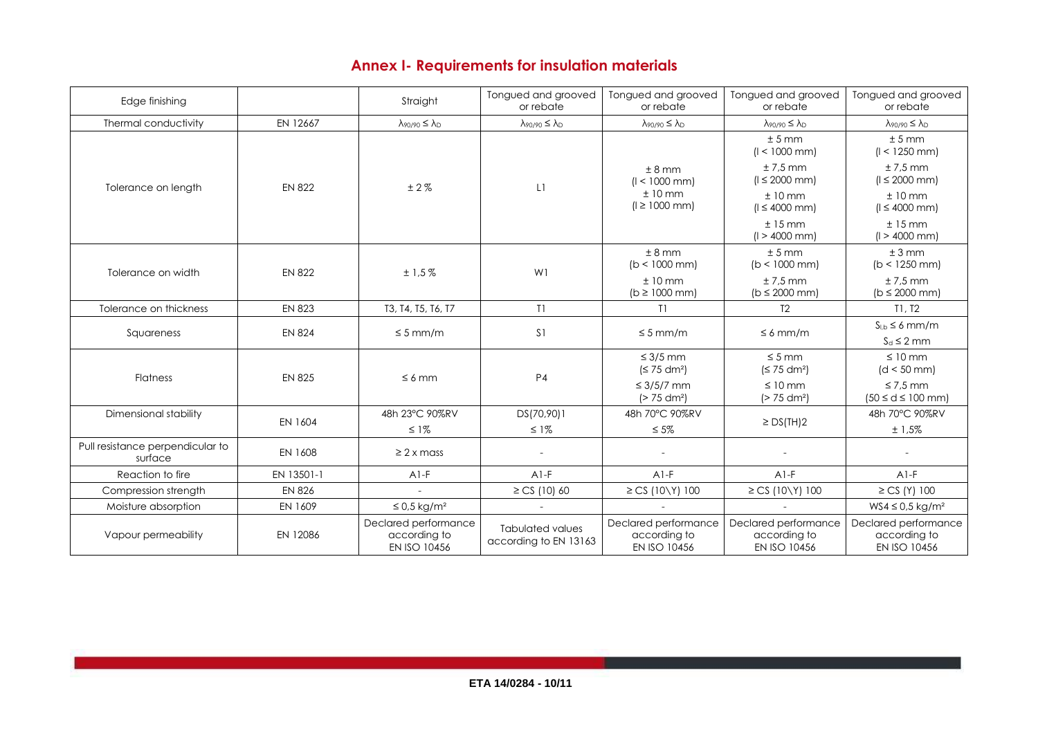## Annex I- Requirements for insulation materials

| Edge finishing | | Straight | Tongued and grooved or rebate | Tongued and grooved or rebate | Tongued and grooved or rebate | Tongued and grooved or rebate |
|---|---|---|---|---|---|---|
| Thermal conductivity | EN 12667 | $\lambda_{90/90} \leq \lambda_D$ | $\lambda_{90/90} \leq \lambda_D$ | $\lambda_{90/90} \leq \lambda_D$ | $\lambda_{90/90} \leq \lambda_D$ | $\lambda_{90/90} \leq \lambda_D$ |
| Tolerance on length | EN 822 | ± 2 % | L1 | ± 8 mm (l < 1000 mm) ± 10 mm (l ≥ 1000 mm) | ± 5 mm (l < 1000 mm) ± 7,5 mm (l ≤ 2000 mm) ± 10 mm (l ≤ 4000 mm) ± 15 mm (l > 4000 mm) | ± 5 mm (l < 1250 mm) ± 7,5 mm (l ≤ 2000 mm) ± 10 mm (l ≤ 4000 mm) ± 15 mm (l > 4000 mm) |
| Tolerance on width | EN 822 | ± 1,5 % | W1 | ± 8 mm (b < 1000 mm) ± 10 mm (b ≥ 1000 mm) | ± 5 mm (b < 1000 mm) ± 7,5 mm (b ≤ 2000 mm) | ± 3 mm (b < 1250 mm) ± 7,5 mm (b ≤ 2000 mm) |
| Tolerance on thickness | EN 823 | T3, T4, T5, T6, T7 | T1 | T1 | T2 | T1, T2 |
| Squareness | EN 824 | ≤ 5 mm/m | S1 | ≤ 5 mm/m | ≤ 6 mm/m | $S_{l,b}$ ≤ 6 mm/m $S_d$ ≤ 2 mm |
| Flatness | EN 825 | ≤ 6 mm | P4 | ≤ 3/5 mm (≤ 75 dm²) ≤ 3/5/7 mm (> 75 dm²) | ≤ 5 mm (≤ 75 dm²) ≤ 10 mm (> 75 dm²) | ≤ 10 mm (d < 50 mm) ≤ 7,5 mm (50 ≤ d ≤ 100 mm) |
| Dimensional stability | EN 1604 | 48h 23°C 90%RV ≤ 1% | DS(70,90)1 ≤ 1% | 48h 70°C 90%RV ≤ 5% | ≥ DS(TH)2 | 48h 70°C 90%RV ± 1,5% |
| Pull resistance perpendicular to surface | EN 1608 | ≥ 2 x mass | - | - | - | - |
| Reaction to fire | EN 13501-1 | A1-F | A1-F | A1-F | A1-F | A1-F |
| Compression strength | EN 826 | - | ≥ CS (10) 60 | ≥ CS (10\Y) 100 | ≥ CS (10\Y) 100 | ≥ CS (Y) 100 |
| Moisture absorption | EN 1609 | ≤ 0,5 kg/m² | - | - | - | WS4 ≤ 0,5 kg/m² |
| Vapour permeability | EN 12086 | Declared performance according to EN ISO 10456 | Tabulated values according to EN 13163 | Declared performance according to EN ISO 10456 | Declared performance according to EN ISO 10456 | Declared performance according to EN ISO 10456 |

ETA 14/0284 - 10/11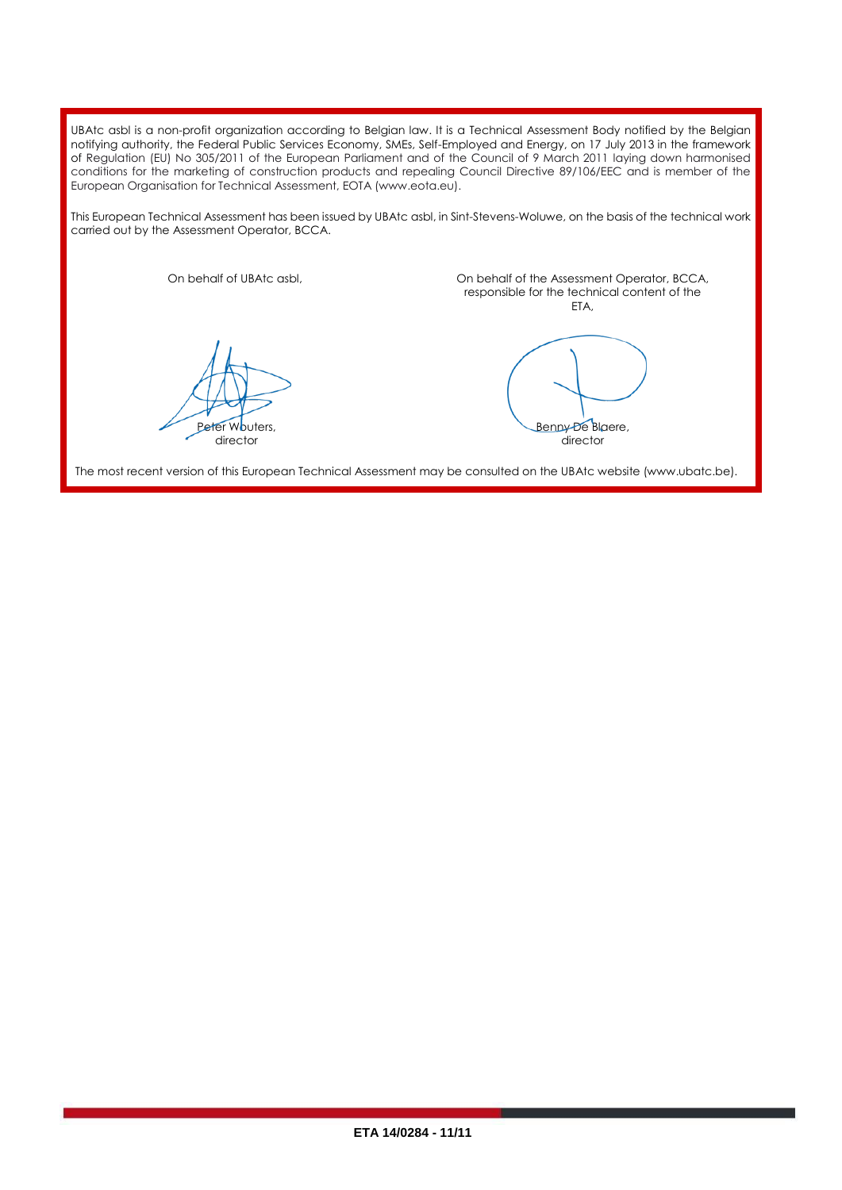UBAtc asbl is a non-profit organization according to Belgian law. It is a Technical Assessment Body notified by the Belgian notifying authority, the Federal Public Services Economy, SMEs, Self-Employed and Energy, on 17 July 2013 in the framework of Regulation (EU) No 305/2011 of the European Parliament and of the Council of 9 March 2011 laying down harmonised conditions for the marketing of construction products and repealing Council Directive 89/106/EEC and is member of the European Organisation for Technical Assessment, EOTA (www.eota.eu).

This European Technical Assessment has been issued by UBAtc asbl, in Sint-Stevens-Woluwe, on the basis of the technical work carried out by the Assessment Operator, BCCA.

| | |
|---|---|
| On behalf of UBAtc asbl, | On behalf of the Assessment Operator, BCCA, responsible for the technical content of the ETA, |
| Peter Wouters, director | Benny De Blaere, director |

The most recent version of this European Technical Assessment may be consulted on the UBAtc website (www.ubatc.be).